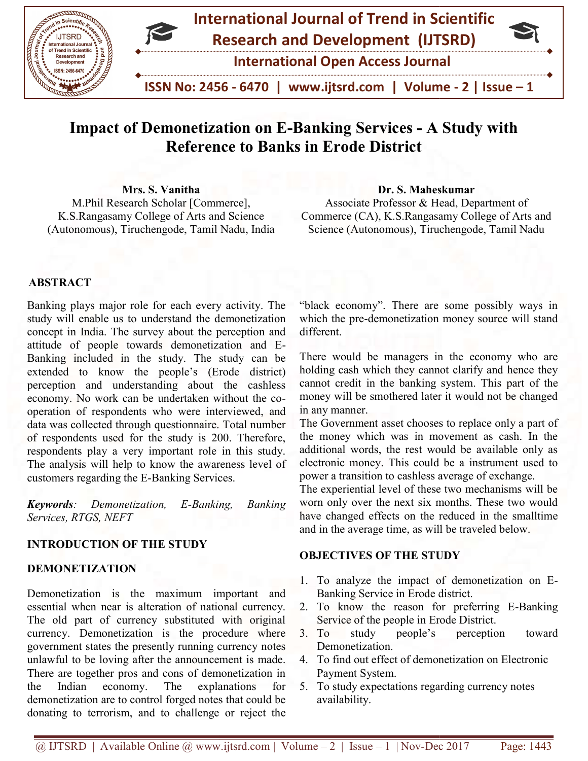# Impact of Demonetization on E-Banking Services - A Study with Reference to Banks in Erode District

**Mrs. S. Vanitha**
M.Phil Research Scholar [Commerce], K.S.Rangasamy College of Arts and Science (Autonomous), Tiruchengode, Tamil Nadu, India

**Dr. S. Maheskumar**
Associate Professor & Head, Department of Commerce (CA), K.S.Rangasamy College of Arts and Science (Autonomous), Tiruchengode, Tamil Nadu

## ABSTRACT

Banking plays major role for each every activity. The study will enable us to understand the demonetization concept in India. The survey about the perception and attitude of people towards demonetization and E-Banking included in the study. The study can be extended to know the people's (Erode district) perception and understanding about the cashless economy. No work can be undertaken without the co-operation of respondents who were interviewed, and data was collected through questionnaire. Total number of respondents used for the study is 200. Therefore, respondents play a very important role in this study. The analysis will help to know the awareness level of customers regarding the E-Banking Services.

***Keywords****: Demonetization, E-Banking, Banking Services, RTGS, NEFT*

## INTRODUCTION OF THE STUDY

### DEMONETIZATION

Demonetization is the maximum important and essential when near is alteration of national currency. The old part of currency substituted with original currency. Demonetization is the procedure where government states the presently running currency notes unlawful to be loving after the announcement is made. There are together pros and cons of demonetization in the Indian economy. The explanations for demonetization are to control forged notes that could be donating to terrorism, and to challenge or reject the "black economy". There are some possibly ways in which the pre-demonetization money source will stand different.

There would be managers in the economy who are holding cash which they cannot clarify and hence they cannot credit in the banking system. This part of the money will be smothered later it would not be changed in any manner.

The Government asset chooses to replace only a part of the money which was in movement as cash. In the additional words, the rest would be available only as electronic money. This could be a instrument used to power a transition to cashless average of exchange.

The experiential level of these two mechanisms will be worn only over the next six months. These two would have changed effects on the reduced in the smalltime and in the average time, as will be traveled below.

## OBJECTIVES OF THE STUDY

1. To analyze the impact of demonetization on E-Banking Service in Erode district.
2. To know the reason for preferring E-Banking Service of the people in Erode District.
3. To study people's perception toward Demonetization.
4. To find out effect of demonetization on Electronic Payment System.
5. To study expectations regarding currency notes availability.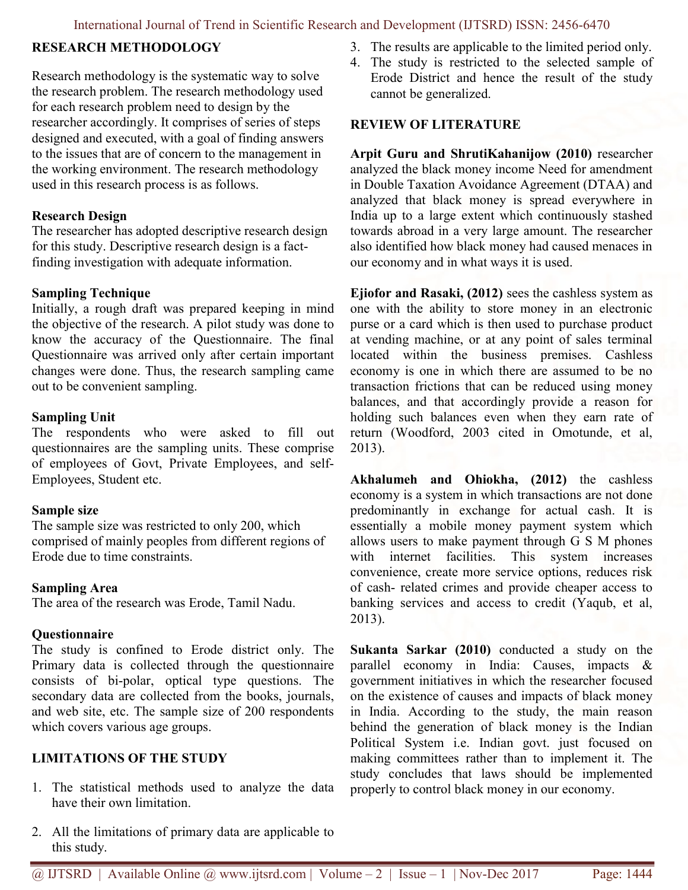## RESEARCH METHODOLOGY

Research methodology is the systematic way to solve the research problem. The research methodology used for each research problem need to design by the researcher accordingly. It comprises of series of steps designed and executed, with a goal of finding answers to the issues that are of concern to the management in the working environment. The research methodology used in this research process is as follows.

### Research Design

The researcher has adopted descriptive research design for this study. Descriptive research design is a fact-finding investigation with adequate information.

### Sampling Technique

Initially, a rough draft was prepared keeping in mind the objective of the research. A pilot study was done to know the accuracy of the Questionnaire. The final Questionnaire was arrived only after certain important changes were done. Thus, the research sampling came out to be convenient sampling.

### Sampling Unit

The respondents who were asked to fill out questionnaires are the sampling units. These comprise of employees of Govt, Private Employees, and self-Employees, Student etc.

### Sample size

The sample size was restricted to only 200, which comprised of mainly peoples from different regions of Erode due to time constraints.

### Sampling Area

The area of the research was Erode, Tamil Nadu.

### Questionnaire

The study is confined to Erode district only. The Primary data is collected through the questionnaire consists of bi-polar, optical type questions. The secondary data are collected from the books, journals, and web site, etc. The sample size of 200 respondents which covers various age groups.

## LIMITATIONS OF THE STUDY

1. The statistical methods used to analyze the data have their own limitation.
2. All the limitations of primary data are applicable to this study.
3. The results are applicable to the limited period only.
4. The study is restricted to the selected sample of Erode District and hence the result of the study cannot be generalized.

## REVIEW OF LITERATURE

**Arpit Guru and ShrutiKahanijow (2010)** researcher analyzed the black money income Need for amendment in Double Taxation Avoidance Agreement (DTAA) and analyzed that black money is spread everywhere in India up to a large extent which continuously stashed towards abroad in a very large amount. The researcher also identified how black money had caused menaces in our economy and in what ways it is used.

**Ejiofor and Rasaki, (2012)** sees the cashless system as one with the ability to store money in an electronic purse or a card which is then used to purchase product at vending machine, or at any point of sales terminal located within the business premises. Cashless economy is one in which there are assumed to be no transaction frictions that can be reduced using money balances, and that accordingly provide a reason for holding such balances even when they earn rate of return (Woodford, 2003 cited in Omotunde, et al, 2013).

**Akhalumeh and Ohiokha, (2012)** the cashless economy is a system in which transactions are not done predominantly in exchange for actual cash. It is essentially a mobile money payment system which allows users to make payment through G S M phones with internet facilities. This system increases convenience, create more service options, reduces risk of cash- related crimes and provide cheaper access to banking services and access to credit (Yaqub, et al, 2013).

**Sukanta Sarkar (2010)** conducted a study on the parallel economy in India: Causes, impacts & government initiatives in which the researcher focused on the existence of causes and impacts of black money in India. According to the study, the main reason behind the generation of black money is the Indian Political System i.e. Indian govt. just focused on making committees rather than to implement it. The study concludes that laws should be implemented properly to control black money in our economy.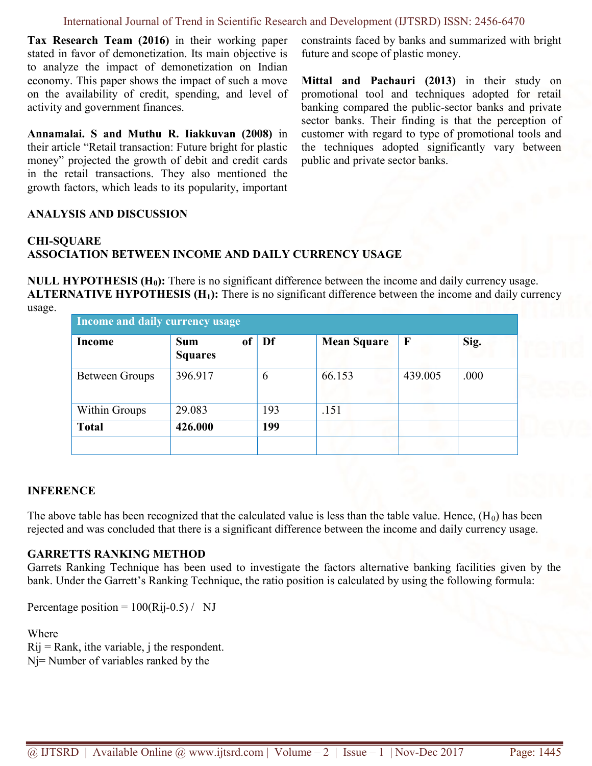**Tax Research Team (2016)** in their working paper stated in favor of demonetization. Its main objective is to analyze the impact of demonetization on Indian economy. This paper shows the impact of such a move on the availability of credit, spending, and level of activity and government finances.

**Annamalai. S and Muthu R. Iiakkuvan (2008)** in their article "Retail transaction: Future bright for plastic money" projected the growth of debit and credit cards in the retail transactions. They also mentioned the growth factors, which leads to its popularity, important constraints faced by banks and summarized with bright future and scope of plastic money.

**Mittal and Pachauri (2013)** in their study on promotional tool and techniques adopted for retail banking compared the public-sector banks and private sector banks. Their finding is that the perception of customer with regard to type of promotional tools and the techniques adopted significantly vary between public and private sector banks.

## ANALYSIS AND DISCUSSION

### CHI-SQUARE
### ASSOCIATION BETWEEN INCOME AND DAILY CURRENCY USAGE

**NULL HYPOTHESIS ($H_0$):** There is no significant difference between the income and daily currency usage.
**ALTERNATIVE HYPOTHESIS ($H_1$):** There is no significant difference between the income and daily currency usage.

| Income and daily currency usage | | | | | |
|---|---|---|---|---|---|
| **Income** | **Sum of Squares** | **Df** | **Mean Square** | **F** | **Sig.** |
| Between Groups | 396.917 | 6 | 66.153 | 439.005 | .000 |
| Within Groups | 29.083 | 193 | .151 | | |
| **Total** | **426.000** | **199** | | | |
| | | | | | |

### INFERENCE

The above table has been recognized that the calculated value is less than the table value. Hence, ($H_0$) has been rejected and was concluded that there is a significant difference between the income and daily currency usage.

### GARRETTS RANKING METHOD

Garrets Ranking Technique has been used to investigate the factors alternative banking facilities given by the bank. Under the Garrett's Ranking Technique, the ratio position is calculated by using the following formula:

Percentage position = 100(Rij-0.5) / NJ

Where
Rij = Rank, ithe variable, j the respondent.
Nj= Number of variables ranked by the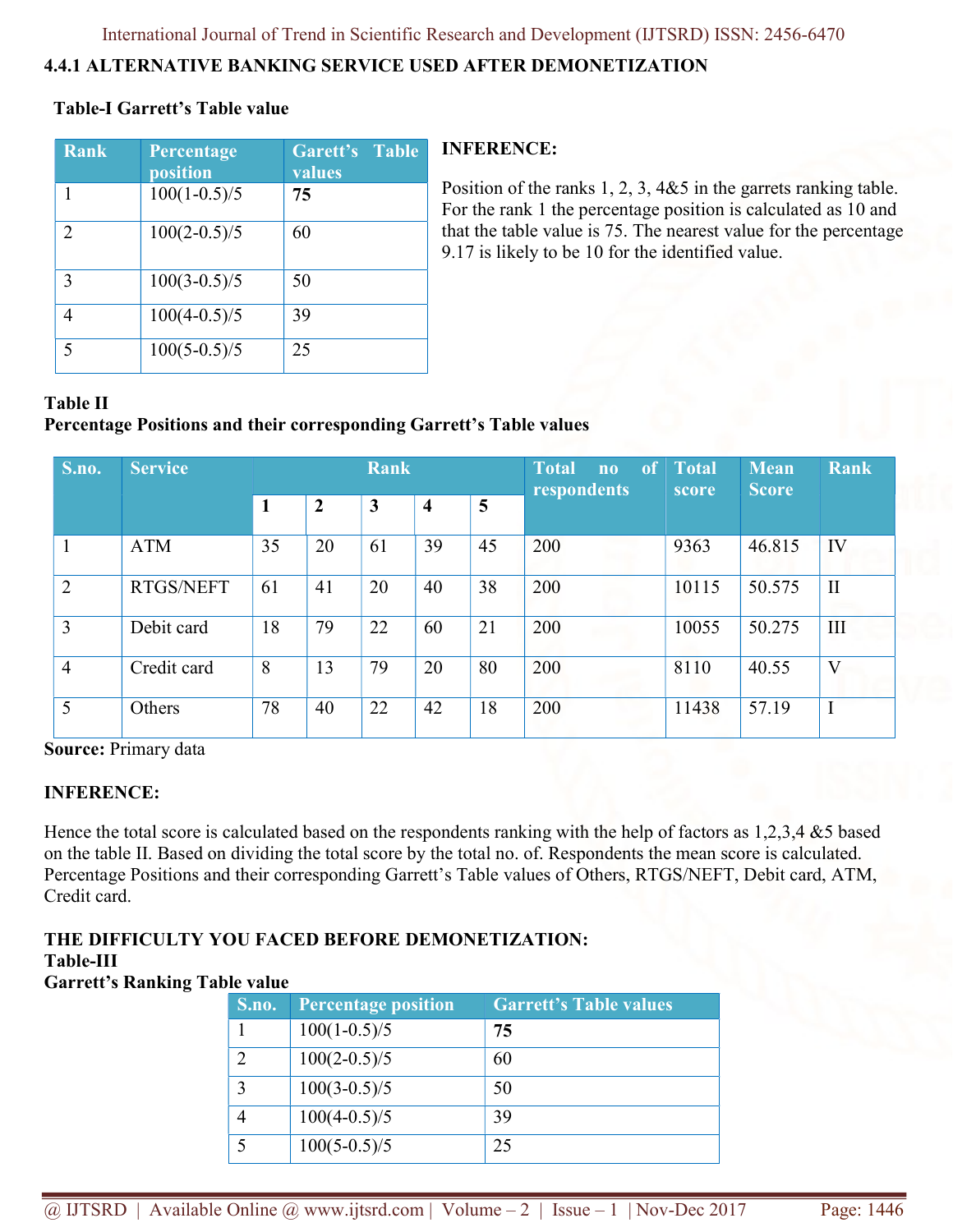### 4.4.1 ALTERNATIVE BANKING SERVICE USED AFTER DEMONETIZATION

**Table-I Garrett's Table value**

| Rank | Percentage position | Garett's Table values |
|---|---|---|
| 1 | 100(1-0.5)/5 | **75** |
| 2 | 100(2-0.5)/5 | 60 |
| 3 | 100(3-0.5)/5 | 50 |
| 4 | 100(4-0.5)/5 | 39 |
| 5 | 100(5-0.5)/5 | 25 |

**INFERENCE:**

Position of the ranks 1, 2, 3, 4&5 in the garrets ranking table. For the rank 1 the percentage position is calculated as 10 and that the table value is 75. The nearest value for the percentage 9.17 is likely to be 10 for the identified value.

**Table II**
**Percentage Positions and their corresponding Garrett's Table values**

| S.no. | Service | Rank | | | | | Total no of respondents | Total score | Mean Score | Rank |
|---|---|---|---|---|---|---|---|---|---|---|
| | | 1 | 2 | 3 | 4 | 5 | | | | |
| 1 | ATM | 35 | 20 | 61 | 39 | 45 | 200 | 9363 | 46.815 | IV |
| 2 | RTGS/NEFT | 61 | 41 | 20 | 40 | 38 | 200 | 10115 | 50.575 | II |
| 3 | Debit card | 18 | 79 | 22 | 60 | 21 | 200 | 10055 | 50.275 | III |
| 4 | Credit card | 8 | 13 | 79 | 20 | 80 | 200 | 8110 | 40.55 | V |
| 5 | Others | 78 | 40 | 22 | 42 | 18 | 200 | 11438 | 57.19 | I |

**Source:** Primary data

**INFERENCE:**

Hence the total score is calculated based on the respondents ranking with the help of factors as 1,2,3,4 &5 based on the table II. Based on dividing the total score by the total no. of. Respondents the mean score is calculated. Percentage Positions and their corresponding Garrett's Table values of Others, RTGS/NEFT, Debit card, ATM, Credit card.

**THE DIFFICULTY YOU FACED BEFORE DEMONETIZATION:**
**Table-III**
**Garrett's Ranking Table value**

| S.no. | Percentage position | Garrett's Table values |
|---|---|---|
| 1 | 100(1-0.5)/5 | **75** |
| 2 | 100(2-0.5)/5 | 60 |
| 3 | 100(3-0.5)/5 | 50 |
| 4 | 100(4-0.5)/5 | 39 |
| 5 | 100(5-0.5)/5 | 25 |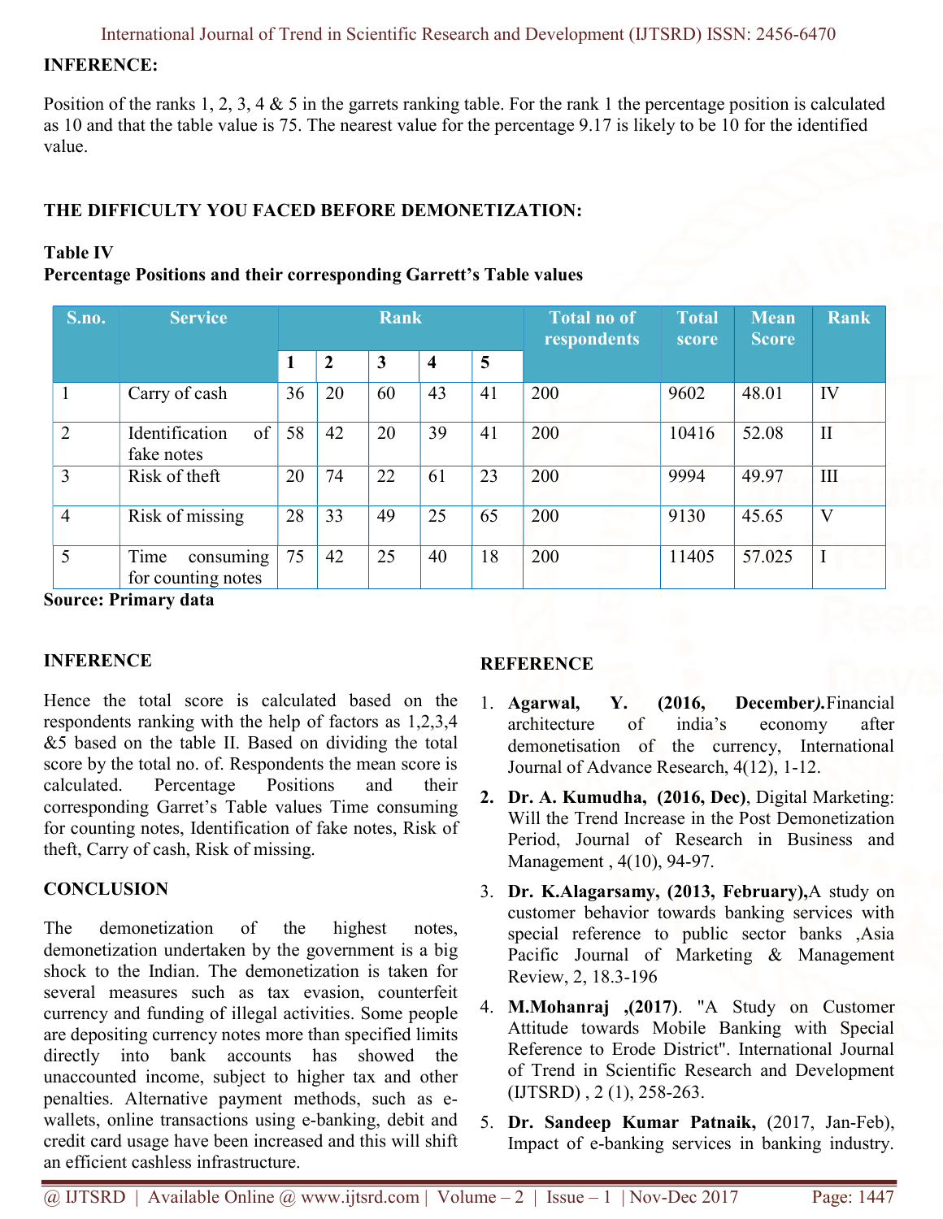## INFERENCE:

Position of the ranks 1, 2, 3, 4 & 5 in the garrets ranking table. For the rank 1 the percentage position is calculated as 10 and that the table value is 75. The nearest value for the percentage 9.17 is likely to be 10 for the identified value.

## THE DIFFICULTY YOU FACED BEFORE DEMONETIZATION:

**Table IV**
**Percentage Positions and their corresponding Garrett's Table values**

| S.no. | Service | Rank | | | | | Total no of respondents | Total score | Mean Score | Rank |
|---|---|---|---|---|---|---|---|---|---|---|
| | | 1 | 2 | 3 | 4 | 5 | | | | |
| 1 | Carry of cash | 36 | 20 | 60 | 43 | 41 | 200 | 9602 | 48.01 | IV |
| 2 | Identification of fake notes | 58 | 42 | 20 | 39 | 41 | 200 | 10416 | 52.08 | II |
| 3 | Risk of theft | 20 | 74 | 22 | 61 | 23 | 200 | 9994 | 49.97 | III |
| 4 | Risk of missing | 28 | 33 | 49 | 25 | 65 | 200 | 9130 | 45.65 | V |
| 5 | Time consuming for counting notes | 75 | 42 | 25 | 40 | 18 | 200 | 11405 | 57.025 | I |

**Source: Primary data**

## INFERENCE

Hence the total score is calculated based on the respondents ranking with the help of factors as 1,2,3,4 &5 based on the table II. Based on dividing the total score by the total no. of. Respondents the mean score is calculated. Percentage Positions and their corresponding Garret's Table values Time consuming for counting notes, Identification of fake notes, Risk of theft, Carry of cash, Risk of missing.

## CONCLUSION

The demonetization of the highest notes, demonetization undertaken by the government is a big shock to the Indian. The demonetization is taken for several measures such as tax evasion, counterfeit currency and funding of illegal activities. Some people are depositing currency notes more than specified limits directly into bank accounts has showed the unaccounted income, subject to higher tax and other penalties. Alternative payment methods, such as e-wallets, online transactions using e-banking, debit and credit card usage have been increased and this will shift an efficient cashless infrastructure.

## REFERENCE

1. **Agarwal, Y. (2016, December*)*.**Financial architecture of india's economy after demonetisation of the currency, International Journal of Advance Research, 4(12), 1-12.
2. **Dr. A. Kumudha, (2016, Dec)**, Digital Marketing: Will the Trend Increase in the Post Demonetization Period, Journal of Research in Business and Management , 4(10), 94-97.
3. **Dr. K.Alagarsamy, (2013, February),**A study on customer behavior towards banking services with special reference to public sector banks ,Asia Pacific Journal of Marketing & Management Review, 2, 18.3-196
4. **M.Mohanraj ,(2017)**. "A Study on Customer Attitude towards Mobile Banking with Special Reference to Erode District". International Journal of Trend in Scientific Research and Development (IJTSRD) , 2 (1), 258-263.
5. **Dr. Sandeep Kumar Patnaik,** (2017, Jan-Feb), Impact of e-banking services in banking industry.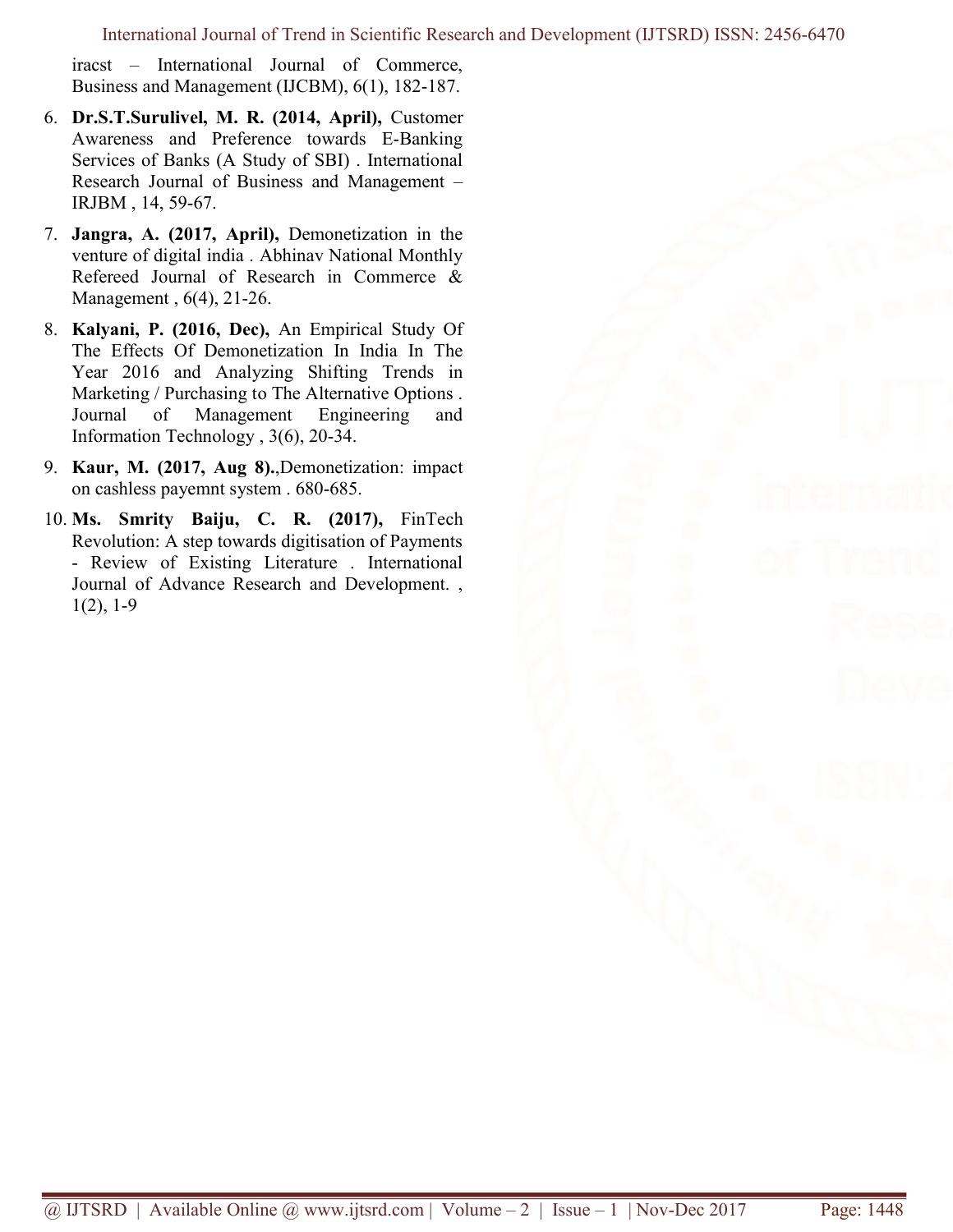iracst – International Journal of Commerce, Business and Management (IJCBM), 6(1), 182-187.

6. **Dr.S.T.Surulivel, M. R. (2014, April),** Customer Awareness and Preference towards E-Banking Services of Banks (A Study of SBI) . International Research Journal of Business and Management – IRJBM , 14, 59-67.
7. **Jangra, A. (2017, April),** Demonetization in the venture of digital india . Abhinav National Monthly Refereed Journal of Research in Commerce & Management , 6(4), 21-26.
8. **Kalyani, P. (2016, Dec),** An Empirical Study Of The Effects Of Demonetization In India In The Year 2016 and Analyzing Shifting Trends in Marketing / Purchasing to The Alternative Options . Journal of Management Engineering and Information Technology , 3(6), 20-34.
9. **Kaur, M. (2017, Aug 8).**,Demonetization: impact on cashless payemnt system . 680-685.
10. **Ms. Smrity Baiju, C. R. (2017),** FinTech Revolution: A step towards digitisation of Payments - Review of Existing Literature . International Journal of Advance Research and Development. , 1(2), 1-9